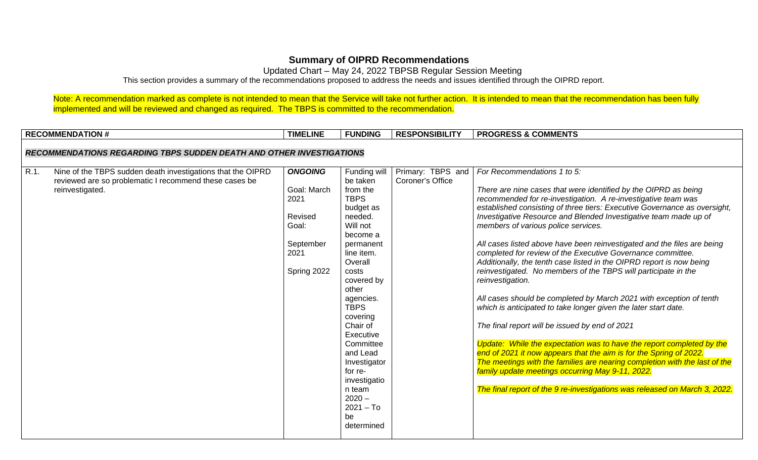# Summary of OIPRD Recommendations

Updated Chart – May 24, 2022 TBPSB Regular Session Meeting

This section provides a summary of the recommendations proposed to address the needs and issues identified through the OIPRD report.

Note: A recommendation marked as complete is not intended to mean that the Service will take not further action. It is intended to mean that the recommendation has been fully implemented and will be reviewed and changed as required. The TBPS is committed to the recommendation.

| RECOMMENDATION # | TIMELINE | FUNDING | RESPONSIBILITY | PROGRESS & COMMENTS |
|---|---|---|---|---|
| ***RECOMMENDATIONS REGARDING TBPS SUDDEN DEATH AND OTHER INVESTIGATIONS*** | | | | |
| R.1. Nine of the TBPS sudden death investigations that the OIPRD reviewed are so problematic I recommend these cases be reinvestigated. | ***ONGOING*** <br><br> Goal: March 2021 <br><br> Revised Goal: <br><br> September 2021 <br><br> Spring 2022 | Funding will be taken from the TBPS budget as needed. Will not become a permanent line item. Overall costs covered by other agencies. TBPS covering Chair of Executive Committee and Lead Investigator for re-investigation team 2020 – 2021 – To be determined | Primary: TBPS and Coroner's Office | *For Recommendations 1 to 5:* <br><br> *There are nine cases that were identified by the OIPRD as being recommended for re-investigation. A re-investigative team was established consisting of three tiers: Executive Governance as oversight, Investigative Resource and Blended Investigative team made up of members of various police services.* <br><br> *All cases listed above have been reinvestigated and the files are being completed for review of the Executive Governance committee. Additionally, the tenth case listed in the OIPRD report is now being reinvestigated. No members of the TBPS will participate in the reinvestigation.* <br><br> *All cases should be completed by March 2021 with exception of tenth which is anticipated to take longer given the later start date.* <br><br> *The final report will be issued by end of 2021* <br><br> *Update: While the expectation was to have the report completed by the end of 2021 it now appears that the aim is for the Spring of 2022. The meetings with the families are nearing completion with the last of the family update meetings occurring May 9-11, 2022.* <br><br> *The final report of the 9 re-investigations was released on March 3, 2022.* |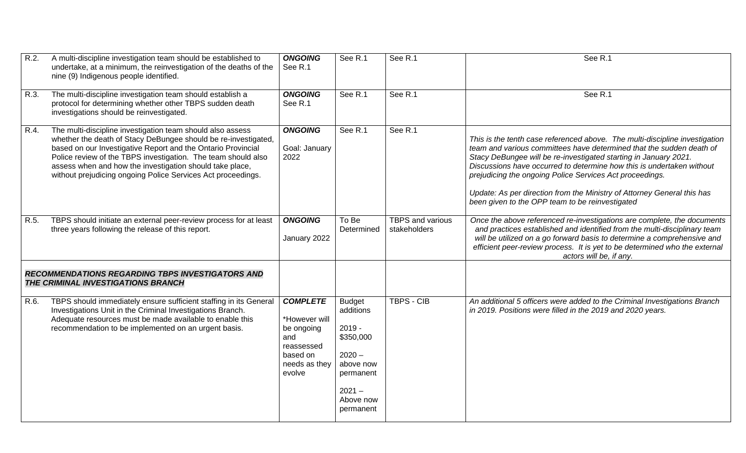| | | | | | |
|---|---|---|---|---|---|
| R.2. | A multi-discipline investigation team should be established to undertake, at a minimum, the reinvestigation of the deaths of the nine (9) Indigenous people identified. | ***ONGOING*** See R.1 | See R.1 | See R.1 | See R.1 |
| R.3. | The multi-discipline investigation team should establish a protocol for determining whether other TBPS sudden death investigations should be reinvestigated. | ***ONGOING*** See R.1 | See R.1 | See R.1 | See R.1 |
| R.4. | The multi-discipline investigation team should also assess whether the death of Stacy DeBungee should be re-investigated, based on our Investigative Report and the Ontario Provincial Police review of the TBPS investigation. The team should also assess when and how the investigation should take place, without prejudicing ongoing Police Services Act proceedings. | ***ONGOING*** Goal: January 2022 | See R.1 | See R.1 | *This is the tenth case referenced above. The multi-discipline investigation team and various committees have determined that the sudden death of Stacy DeBungee will be re-investigated starting in January 2021. Discussions have occurred to determine how this is undertaken without prejudicing the ongoing Police Services Act proceedings.* *Update: As per direction from the Ministry of Attorney General this has been given to the OPP team to be reinvestigated* |
| R.5. | TBPS should initiate an external peer-review process for at least three years following the release of this report. | ***ONGOING*** January 2022 | To Be Determined | TBPS and various stakeholders | *Once the above referenced re-investigations are complete, the documents and practices established and identified from the multi-disciplinary team will be utilized on a go forward basis to determine a comprehensive and efficient peer-review process. It is yet to be determined who the external actors will be, if any.* |
| ***RECOMMENDATIONS REGARDING TBPS INVESTIGATORS AND THE CRIMINAL INVESTIGATIONS BRANCH*** | | | | | |
| R.6. | TBPS should immediately ensure sufficient staffing in its General Investigations Unit in the Criminal Investigations Branch. Adequate resources must be made available to enable this recommendation to be implemented on an urgent basis. | ***COMPLETE*** *However will be ongoing and reassessed based on needs as they evolve | Budget additions 2019 - \$350,000 2020 – above now permanent 2021 – Above now permanent | TBPS - CIB | *An additional 5 officers were added to the Criminal Investigations Branch in 2019. Positions were filled in the 2019 and 2020 years.* |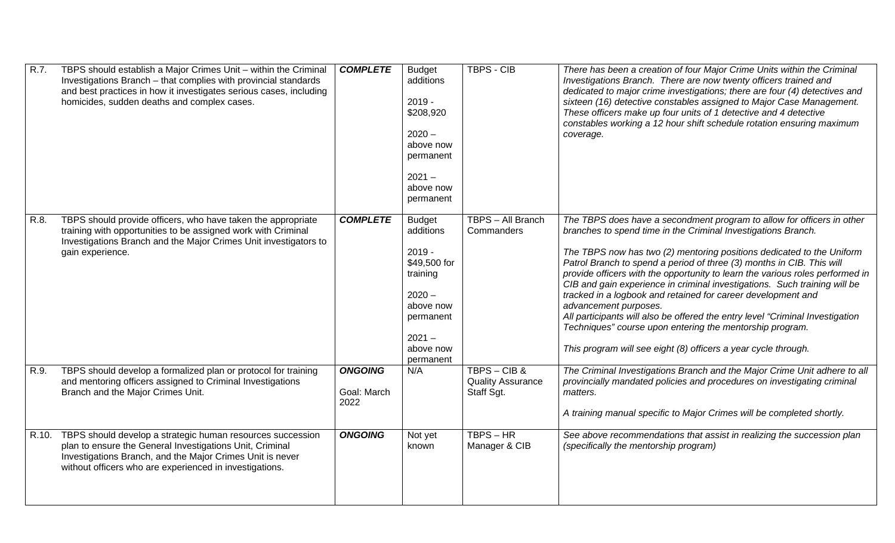| | | | | | |
|---|---|---|---|---|---|
| R.7. | TBPS should establish a Major Crimes Unit – within the Criminal Investigations Branch – that complies with provincial standards and best practices in how it investigates serious cases, including homicides, sudden deaths and complex cases. | ***COMPLETE*** | Budget additions<br><br>2019 - $208,920<br><br>2020 – above now permanent<br><br>2021 – above now permanent | TBPS - CIB | *There has been a creation of four Major Crime Units within the Criminal Investigations Branch. There are now twenty officers trained and dedicated to major crime investigations; there are four (4) detectives and sixteen (16) detective constables assigned to Major Case Management. These officers make up four units of 1 detective and 4 detective constables working a 12 hour shift schedule rotation ensuring maximum coverage.* |
| R.8. | TBPS should provide officers, who have taken the appropriate training with opportunities to be assigned work with Criminal Investigations Branch and the Major Crimes Unit investigators to gain experience. | ***COMPLETE*** | Budget additions<br><br>2019 - $49,500 for training<br><br>2020 – above now permanent<br><br>2021 – above now permanent | TBPS – All Branch Commanders | *The TBPS does have a secondment program to allow for officers in other branches to spend time in the Criminal Investigations Branch.*<br><br>*The TBPS now has two (2) mentoring positions dedicated to the Uniform Patrol Branch to spend a period of three (3) months in CIB. This will provide officers with the opportunity to learn the various roles performed in CIB and gain experience in criminal investigations. Such training will be tracked in a logbook and retained for career development and advancement purposes.*<br>*All participants will also be offered the entry level "Criminal Investigation Techniques" course upon entering the mentorship program.*<br><br>*This program will see eight (8) officers a year cycle through.* |
| R.9. | TBPS should develop a formalized plan or protocol for training and mentoring officers assigned to Criminal Investigations Branch and the Major Crimes Unit. | ***ONGOING***<br><br>Goal: March 2022 | N/A | TBPS – CIB & Quality Assurance Staff Sgt. | *The Criminal Investigations Branch and the Major Crime Unit adhere to all provincially mandated policies and procedures on investigating criminal matters.*<br><br>*A training manual specific to Major Crimes will be completed shortly.* |
| R.10. | TBPS should develop a strategic human resources succession plan to ensure the General Investigations Unit, Criminal Investigations Branch, and the Major Crimes Unit is never without officers who are experienced in investigations. | ***ONGOING*** | Not yet known | TBPS – HR Manager & CIB | *See above recommendations that assist in realizing the succession plan (specifically the mentorship program)* |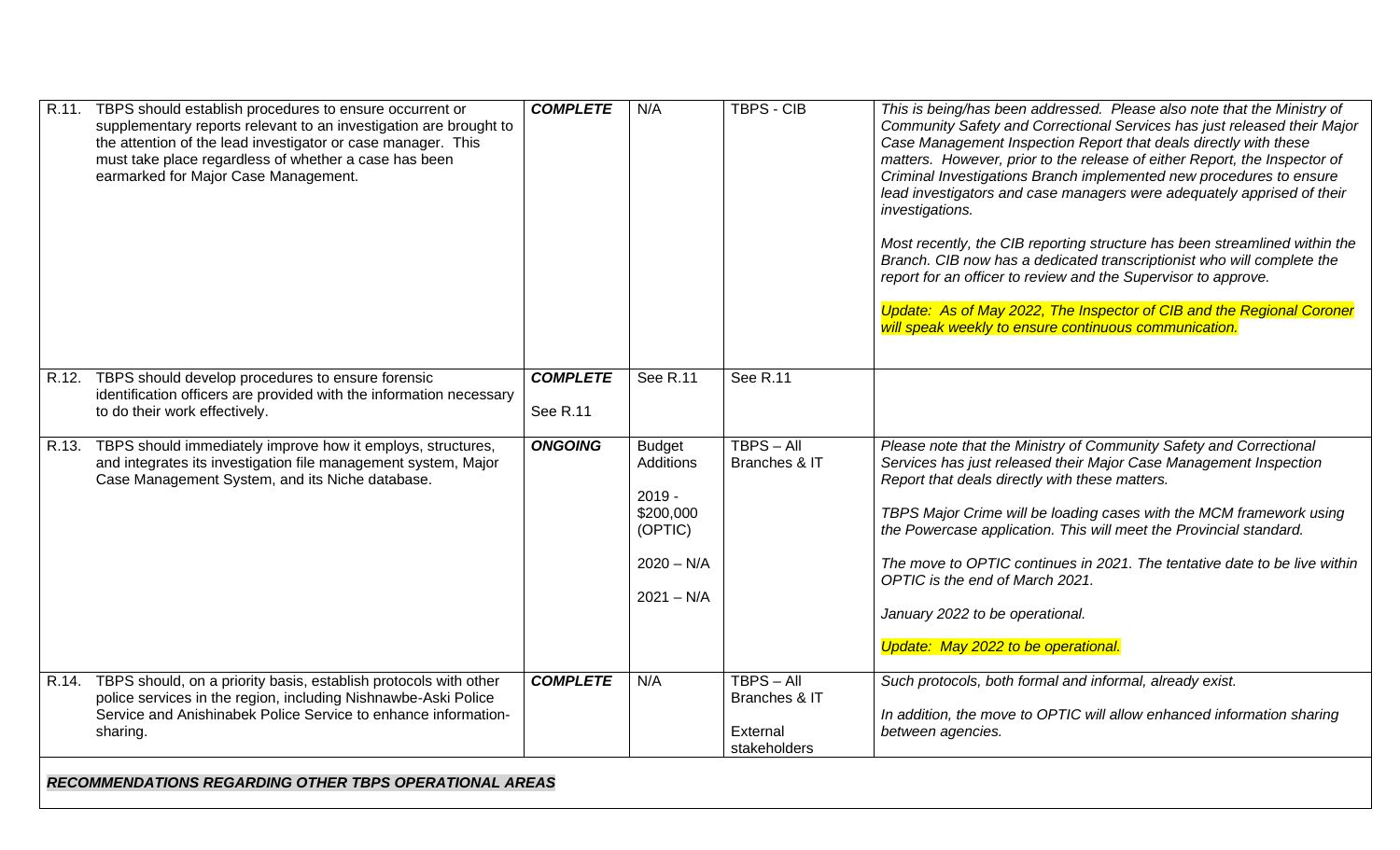| | | | | | |
|---|---|---|---|---|---|
| R.11. | TBPS should establish procedures to ensure occurrent or supplementary reports relevant to an investigation are brought to the attention of the lead investigator or case manager. This must take place regardless of whether a case has been earmarked for Major Case Management. | ***COMPLETE*** | N/A | TBPS - CIB | *This is being/has been addressed. Please also note that the Ministry of Community Safety and Correctional Services has just released their Major Case Management Inspection Report that deals directly with these matters. However, prior to the release of either Report, the Inspector of Criminal Investigations Branch implemented new procedures to ensure lead investigators and case managers were adequately apprised of their investigations.*<br><br>*Most recently, the CIB reporting structure has been streamlined within the Branch. CIB now has a dedicated transcriptionist who will complete the report for an officer to review and the Supervisor to approve.*<br><br>*Update: As of May 2022, The Inspector of CIB and the Regional Coroner will speak weekly to ensure continuous communication.* |
| R.12. | TBPS should develop procedures to ensure forensic identification officers are provided with the information necessary to do their work effectively. | ***COMPLETE***<br><br>See R.11 | See R.11 | See R.11 | |
| R.13. | TBPS should immediately improve how it employs, structures, and integrates its investigation file management system, Major Case Management System, and its Niche database. | ***ONGOING*** | Budget Additions<br><br>2019 - $200,000 (OPTIC)<br><br>2020 – N/A<br><br>2021 – N/A | TBPS – All Branches & IT | *Please note that the Ministry of Community Safety and Correctional Services has just released their Major Case Management Inspection Report that deals directly with these matters.*<br><br>*TBPS Major Crime will be loading cases with the MCM framework using the Powercase application. This will meet the Provincial standard.*<br><br>*The move to OPTIC continues in 2021. The tentative date to be live within OPTIC is the end of March 2021.*<br><br>*January 2022 to be operational.*<br><br>*Update: May 2022 to be operational.* |
| R.14. | TBPS should, on a priority basis, establish protocols with other police services in the region, including Nishnawbe-Aski Police Service and Anishinabek Police Service to enhance information-sharing. | ***COMPLETE*** | N/A | TBPS – All Branches & IT<br><br>External stakeholders | *Such protocols, both formal and informal, already exist.*<br><br>*In addition, the move to OPTIC will allow enhanced information sharing between agencies.* |
| ***RECOMMENDATIONS REGARDING OTHER TBPS OPERATIONAL AREAS*** | | | | | |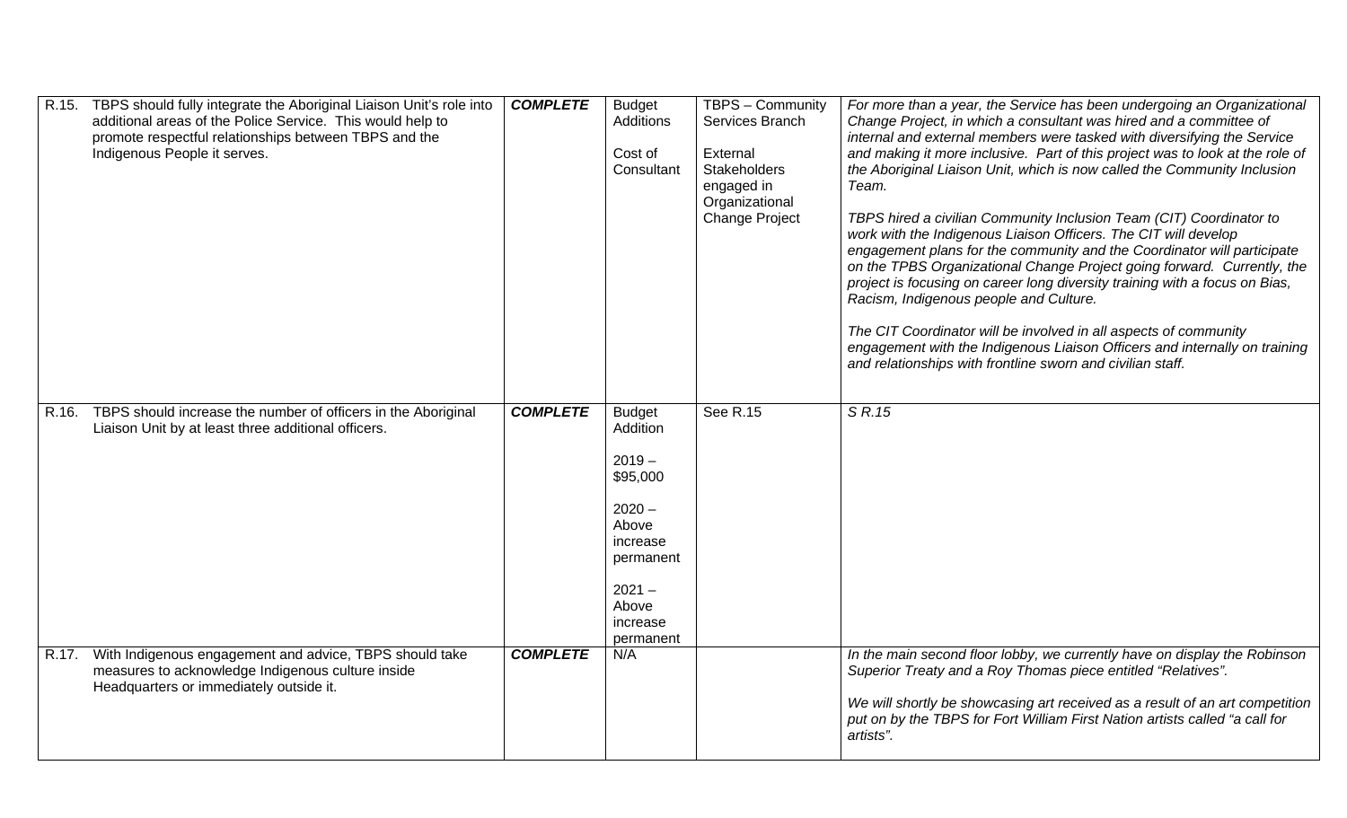| | | | | | |
|---|---|---|---|---|---|
| R.15. | TBPS should fully integrate the Aboriginal Liaison Unit's role into additional areas of the Police Service. This would help to promote respectful relationships between TBPS and the Indigenous People it serves. | ***COMPLETE*** | Budget Additions<br><br>Cost of Consultant | TBPS – Community Services Branch<br><br>External Stakeholders engaged in Organizational Change Project | *For more than a year, the Service has been undergoing an Organizational Change Project, in which a consultant was hired and a committee of internal and external members were tasked with diversifying the Service and making it more inclusive. Part of this project was to look at the role of the Aboriginal Liaison Unit, which is now called the Community Inclusion Team.*<br><br>*TBPS hired a civilian Community Inclusion Team (CIT) Coordinator to work with the Indigenous Liaison Officers. The CIT will develop engagement plans for the community and the Coordinator will participate on the TPBS Organizational Change Project going forward. Currently, the project is focusing on career long diversity training with a focus on Bias, Racism, Indigenous people and Culture.*<br><br>*The CIT Coordinator will be involved in all aspects of community engagement with the Indigenous Liaison Officers and internally on training and relationships with frontline sworn and civilian staff.* |
| R.16. | TBPS should increase the number of officers in the Aboriginal Liaison Unit by at least three additional officers. | ***COMPLETE*** | Budget Addition<br><br>2019 – $95,000<br><br>2020 – Above increase permanent<br><br>2021 – Above increase permanent | See R.15 | *S R.15* |
| R.17. | With Indigenous engagement and advice, TBPS should take measures to acknowledge Indigenous culture inside Headquarters or immediately outside it. | ***COMPLETE*** | N/A | | *In the main second floor lobby, we currently have on display the Robinson Superior Treaty and a Roy Thomas piece entitled "Relatives".*<br><br>*We will shortly be showcasing art received as a result of an art competition put on by the TBPS for Fort William First Nation artists called "a call for artists".* |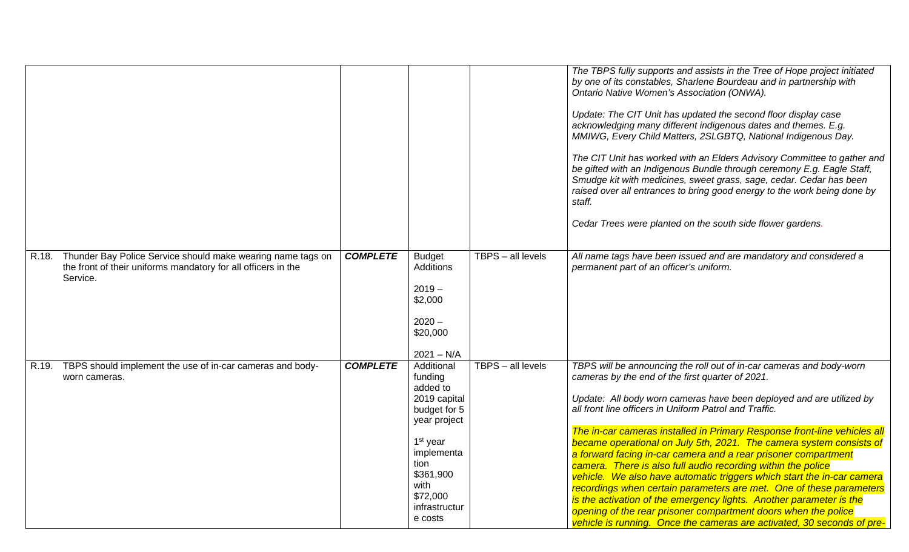| | | | | |
|---|---|---|---|---|
| | | | | *The TBPS fully supports and assists in the Tree of Hope project initiated by one of its constables, Sharlene Bourdeau and in partnership with Ontario Native Women's Association (ONWA).*<br><br>*Update: The CIT Unit has updated the second floor display case acknowledging many different indigenous dates and themes. E.g. MMIWG, Every Child Matters, 2SLGBTQ, National Indigenous Day.*<br><br>*The CIT Unit has worked with an Elders Advisory Committee to gather and be gifted with an Indigenous Bundle through ceremony E.g. Eagle Staff, Smudge kit with medicines, sweet grass, sage, cedar. Cedar has been raised over all entrances to bring good energy to the work being done by staff.*<br><br>*Cedar Trees were planted on the south side flower gardens.* |
| R.18. Thunder Bay Police Service should make wearing name tags on the front of their uniforms mandatory for all officers in the Service. | ***COMPLETE*** | Budget Additions<br><br>2019 – $2,000<br><br>2020 – $20,000<br><br>2021 – N/A | TBPS – all levels | *All name tags have been issued and are mandatory and considered a permanent part of an officer's uniform.* |
| R.19. TBPS should implement the use of in-car cameras and body-worn cameras. | ***COMPLETE*** | Additional funding added to 2019 capital budget for 5 year project<br><br>1st year implementation $361,900 with $72,000 infrastructure costs | TBPS – all levels | *TBPS will be announcing the roll out of in-car cameras and body-worn cameras by the end of the first quarter of 2021.*<br><br>*Update: All body worn cameras have been deployed and are utilized by all front line officers in Uniform Patrol and Traffic.*<br><br>*The in-car cameras installed in Primary Response front-line vehicles all became operational on July 5th, 2021. The camera system consists of a forward facing in-car camera and a rear prisoner compartment camera. There is also full audio recording within the police vehicle. We also have automatic triggers which start the in-car camera recordings when certain parameters are met. One of these parameters is the activation of the emergency lights. Another parameter is the opening of the rear prisoner compartment doors when the police vehicle is running. Once the cameras are activated, 30 seconds of pre-* |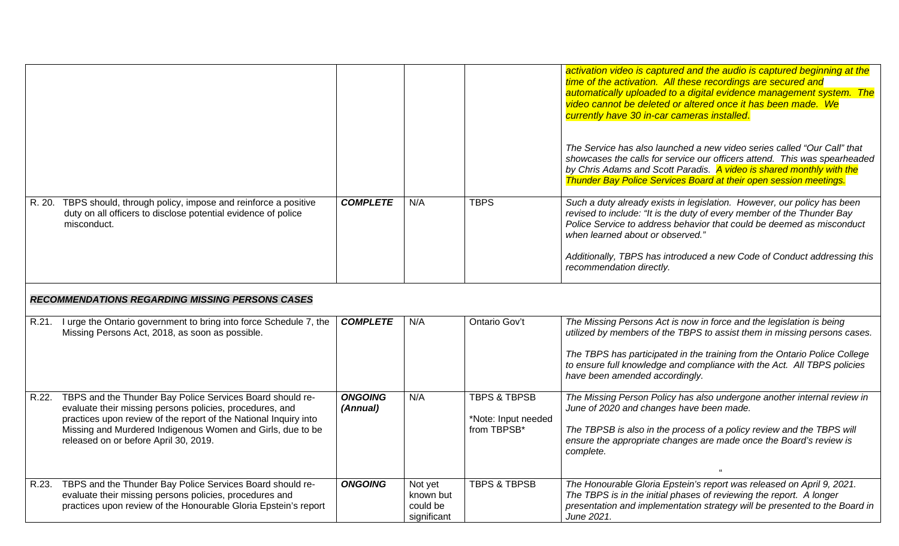| | | | | |
|---|---|---|---|---|
| | | | | *activation video is captured and the audio is captured beginning at the time of the activation. All these recordings are secured and automatically uploaded to a digital evidence management system. The video cannot be deleted or altered once it has been made. We currently have 30 in-car cameras installed.*<br><br>*The Service has also launched a new video series called "Our Call" that showcases the calls for service our officers attend. This was spearheaded by Chris Adams and Scott Paradis. A video is shared monthly with the Thunder Bay Police Services Board at their open session meetings.* |
| R. 20. TBPS should, through policy, impose and reinforce a positive duty on all officers to disclose potential evidence of police misconduct. | ***COMPLETE*** | N/A | TBPS | *Such a duty already exists in legislation. However, our policy has been revised to include: "It is the duty of every member of the Thunder Bay Police Service to address behavior that could be deemed as misconduct when learned about or observed."*<br><br>*Additionally, TBPS has introduced a new Code of Conduct addressing this recommendation directly.* |
| ***RECOMMENDATIONS REGARDING MISSING PERSONS CASES*** | | | | |
| R.21. I urge the Ontario government to bring into force Schedule 7, the Missing Persons Act, 2018, as soon as possible. | ***COMPLETE*** | N/A | Ontario Gov't | *The Missing Persons Act is now in force and the legislation is being utilized by members of the TBPS to assist them in missing persons cases.*<br><br>*The TBPS has participated in the training from the Ontario Police College to ensure full knowledge and compliance with the Act. All TBPS policies have been amended accordingly.* |
| R.22. TBPS and the Thunder Bay Police Services Board should re-evaluate their missing persons policies, procedures, and practices upon review of the report of the National Inquiry into Missing and Murdered Indigenous Women and Girls, due to be released on or before April 30, 2019. | ***ONGOING (Annual)*** | N/A | TBPS & TBPSB<br><br>*Note: Input needed from TBPSB* | *The Missing Person Policy has also undergone another internal review in June of 2020 and changes have been made.*<br><br>*The TBPSB is also in the process of a policy review and the TBPS will ensure the appropriate changes are made once the Board's review is complete.*<br><br>" |
| R.23. TBPS and the Thunder Bay Police Services Board should re-evaluate their missing persons policies, procedures and practices upon review of the Honourable Gloria Epstein's report | ***ONGOING*** | Not yet known but could be significant | TBPS & TBPSB | *The Honourable Gloria Epstein's report was released on April 9, 2021. The TBPS is in the initial phases of reviewing the report. A longer presentation and implementation strategy will be presented to the Board in June 2021.* |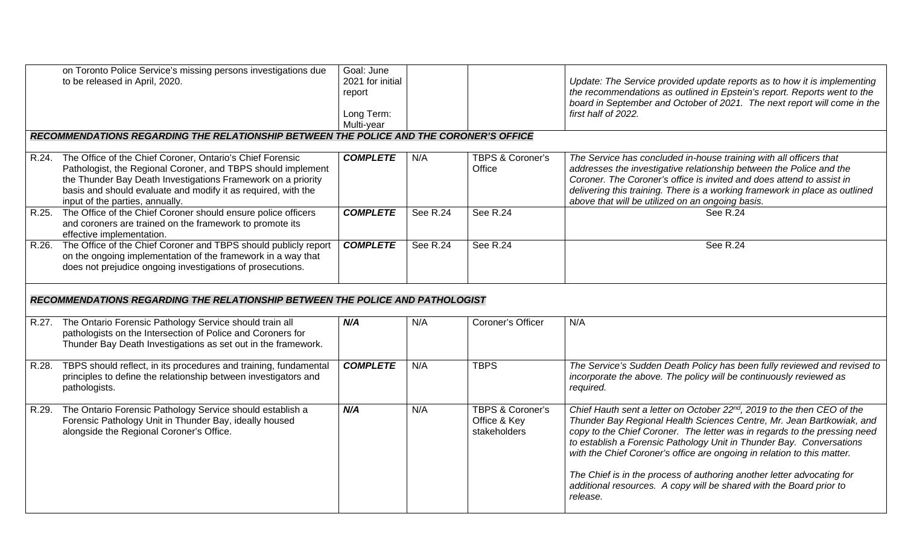| | | | | | |
|---|---|---|---|---|---|
| | on Toronto Police Service's missing persons investigations due to be released in April, 2020. | Goal: June 2021 for initial report<br><br>Long Term: Multi-year | | | *Update: The Service provided update reports as to how it is implementing the recommendations as outlined in Epstein's report. Reports went to the board in September and October of 2021. The next report will come in the first half of 2022.* |
| ***RECOMMENDATIONS REGARDING THE RELATIONSHIP BETWEEN THE POLICE AND THE CORONER'S OFFICE*** | | | | | |
| R.24. | The Office of the Chief Coroner, Ontario's Chief Forensic Pathologist, the Regional Coroner, and TBPS should implement the Thunder Bay Death Investigations Framework on a priority basis and should evaluate and modify it as required, with the input of the parties, annually. | ***COMPLETE*** | N/A | TBPS & Coroner's Office | *The Service has concluded in-house training with all officers that addresses the investigative relationship between the Police and the Coroner. The Coroner's office is invited and does attend to assist in delivering this training. There is a working framework in place as outlined above that will be utilized on an ongoing basis.* |
| R.25. | The Office of the Chief Coroner should ensure police officers and coroners are trained on the framework to promote its effective implementation. | ***COMPLETE*** | See R.24 | See R.24 | See R.24 |
| R.26. | The Office of the Chief Coroner and TBPS should publicly report on the ongoing implementation of the framework in a way that does not prejudice ongoing investigations of prosecutions. | ***COMPLETE*** | See R.24 | See R.24 | See R.24 |
| ***RECOMMENDATIONS REGARDING THE RELATIONSHIP BETWEEN THE POLICE AND PATHOLOGIST*** | | | | | |
| R.27. | The Ontario Forensic Pathology Service should train all pathologists on the Intersection of Police and Coroners for Thunder Bay Death Investigations as set out in the framework. | ***N/A*** | N/A | Coroner's Officer | N/A |
| R.28. | TBPS should reflect, in its procedures and training, fundamental principles to define the relationship between investigators and pathologists. | ***COMPLETE*** | N/A | TBPS | *The Service's Sudden Death Policy has been fully reviewed and revised to incorporate the above. The policy will be continuously reviewed as required.* |
| R.29. | The Ontario Forensic Pathology Service should establish a Forensic Pathology Unit in Thunder Bay, ideally housed alongside the Regional Coroner's Office. | ***N/A*** | N/A | TBPS & Coroner's Office & Key stakeholders | *Chief Hauth sent a letter on October 22nd, 2019 to the then CEO of the Thunder Bay Regional Health Sciences Centre, Mr. Jean Bartkowiak, and copy to the Chief Coroner. The letter was in regards to the pressing need to establish a Forensic Pathology Unit in Thunder Bay. Conversations with the Chief Coroner's office are ongoing in relation to this matter.*<br><br>*The Chief is in the process of authoring another letter advocating for additional resources. A copy will be shared with the Board prior to release.* |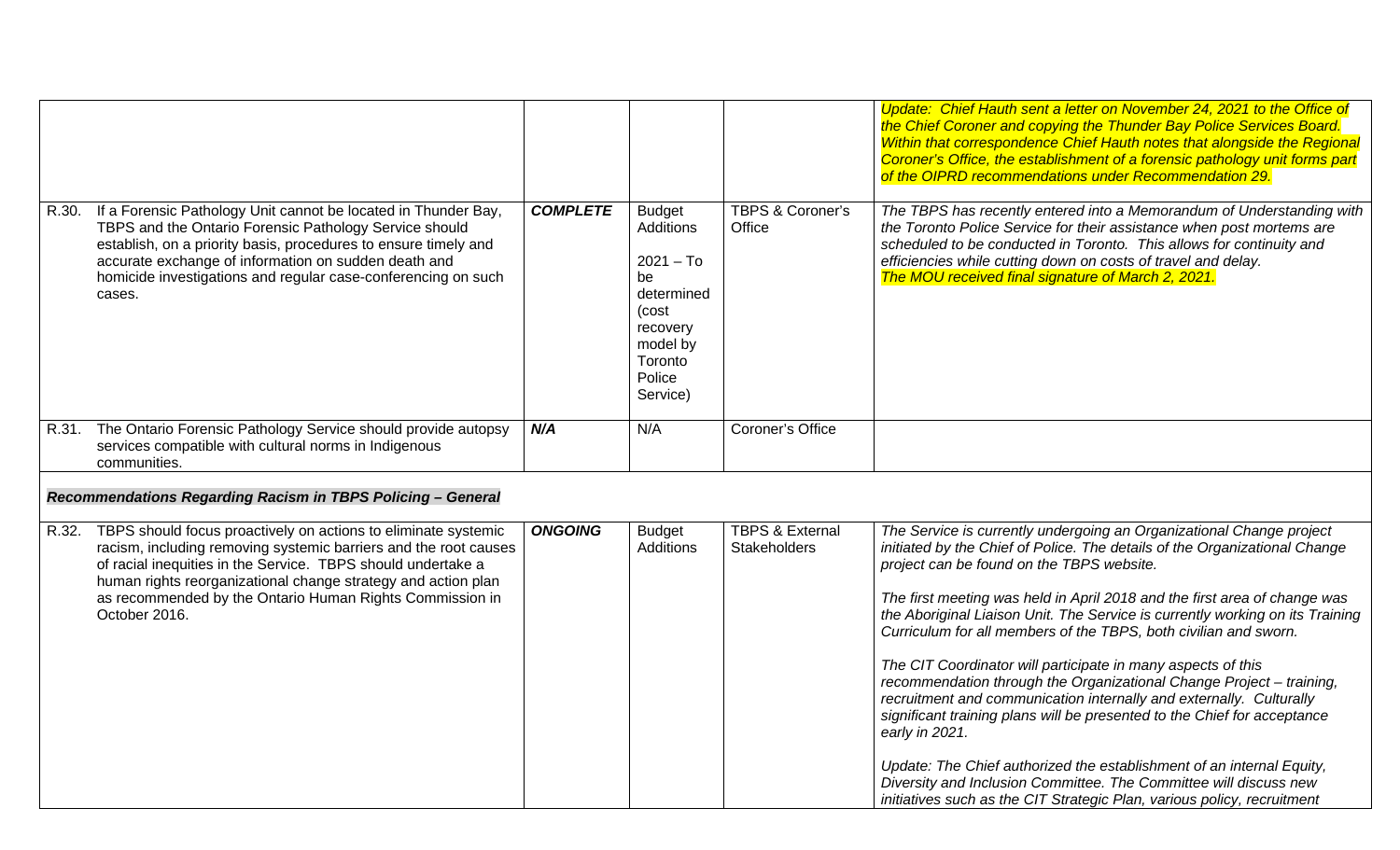| | | | | |
|---|---|---|---|---|
| | | | | *Update: Chief Hauth sent a letter on November 24, 2021 to the Office of the Chief Coroner and copying the Thunder Bay Police Services Board. Within that correspondence Chief Hauth notes that alongside the Regional Coroner's Office, the establishment of a forensic pathology unit forms part of the OIPRD recommendations under Recommendation 29.* |
| R.30. If a Forensic Pathology Unit cannot be located in Thunder Bay, TBPS and the Ontario Forensic Pathology Service should establish, on a priority basis, procedures to ensure timely and accurate exchange of information on sudden death and homicide investigations and regular case-conferencing on such cases. | ***COMPLETE*** | Budget Additions<br><br>2021 – To be determined (cost recovery model by Toronto Police Service) | TBPS & Coroner's Office | *The TBPS has recently entered into a Memorandum of Understanding with the Toronto Police Service for their assistance when post mortems are scheduled to be conducted in Toronto. This allows for continuity and efficiencies while cutting down on costs of travel and delay.*<br>*The MOU received final signature of March 2, 2021.* |
| R.31. The Ontario Forensic Pathology Service should provide autopsy services compatible with cultural norms in Indigenous communities. | ***N/A*** | N/A | Coroner's Office | |
| ***Recommendations Regarding Racism in TBPS Policing – General*** | | | | |
| R.32. TBPS should focus proactively on actions to eliminate systemic racism, including removing systemic barriers and the root causes of racial inequities in the Service. TBPS should undertake a human rights reorganizational change strategy and action plan as recommended by the Ontario Human Rights Commission in October 2016. | ***ONGOING*** | Budget Additions | TBPS & External Stakeholders | *The Service is currently undergoing an Organizational Change project initiated by the Chief of Police. The details of the Organizational Change project can be found on the TBPS website.*<br><br>*The first meeting was held in April 2018 and the first area of change was the Aboriginal Liaison Unit. The Service is currently working on its Training Curriculum for all members of the TBPS, both civilian and sworn.*<br><br>*The CIT Coordinator will participate in many aspects of this recommendation through the Organizational Change Project – training, recruitment and communication internally and externally. Culturally significant training plans will be presented to the Chief for acceptance early in 2021.*<br><br>*Update: The Chief authorized the establishment of an internal Equity, Diversity and Inclusion Committee. The Committee will discuss new initiatives such as the CIT Strategic Plan, various policy, recruitment* |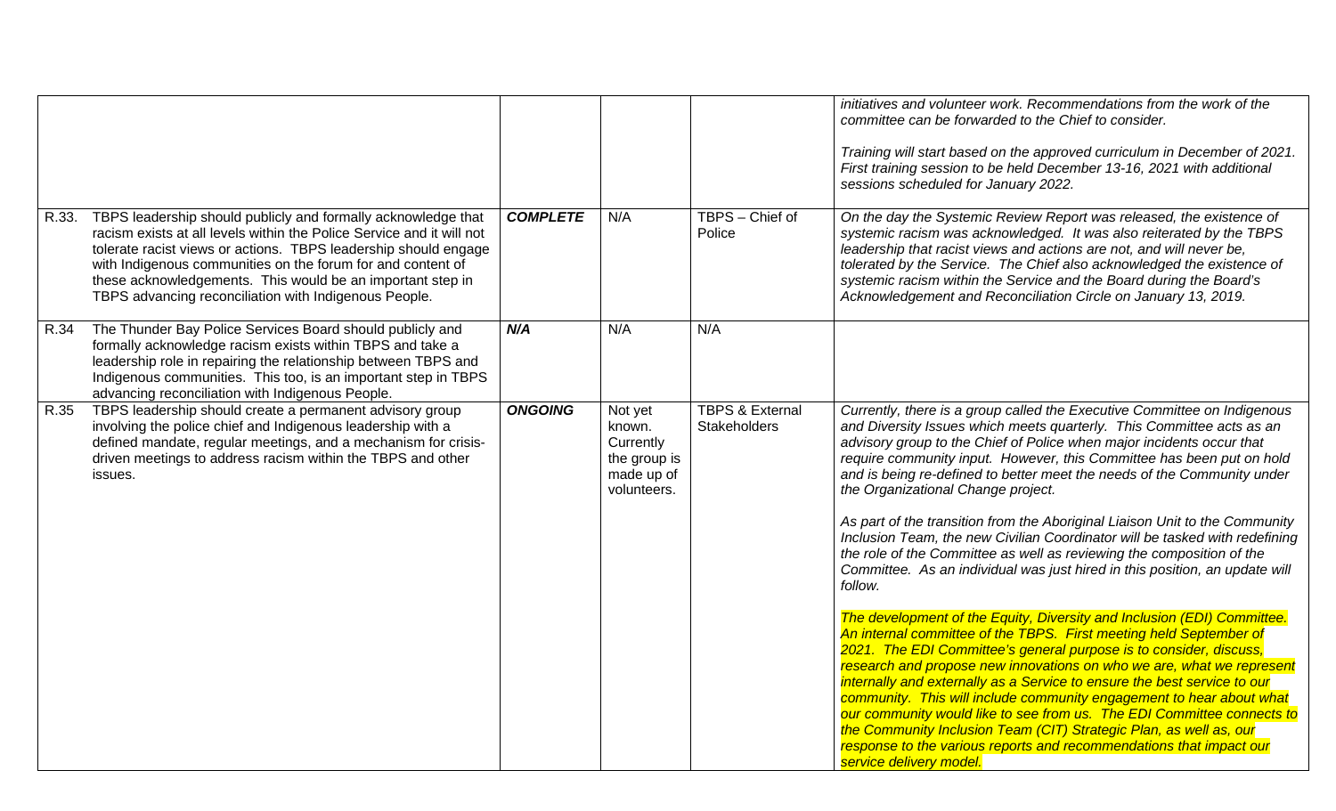| | | | | | |
|---|---|---|---|---|---|
| | | | | | *initiatives and volunteer work. Recommendations from the work of the committee can be forwarded to the Chief to consider.*<br><br>*Training will start based on the approved curriculum in December of 2021. First training session to be held December 13-16, 2021 with additional sessions scheduled for January 2022.* |
| R.33. | TBPS leadership should publicly and formally acknowledge that racism exists at all levels within the Police Service and it will not tolerate racist views or actions. TBPS leadership should engage with Indigenous communities on the forum for and content of these acknowledgements. This would be an important step in TBPS advancing reconciliation with Indigenous People. | ***COMPLETE*** | N/A | TBPS – Chief of Police | *On the day the Systemic Review Report was released, the existence of systemic racism was acknowledged. It was also reiterated by the TBPS leadership that racist views and actions are not, and will never be, tolerated by the Service. The Chief also acknowledged the existence of systemic racism within the Service and the Board during the Board's Acknowledgement and Reconciliation Circle on January 13, 2019.* |
| R.34 | The Thunder Bay Police Services Board should publicly and formally acknowledge racism exists within TBPS and take a leadership role in repairing the relationship between TBPS and Indigenous communities. This too, is an important step in TBPS advancing reconciliation with Indigenous People. | ***N/A*** | N/A | N/A | |
| R.35 | TBPS leadership should create a permanent advisory group involving the police chief and Indigenous leadership with a defined mandate, regular meetings, and a mechanism for crisis-driven meetings to address racism within the TBPS and other issues. | ***ONGOING*** | Not yet known. Currently the group is made up of volunteers. | TBPS & External Stakeholders | *Currently, there is a group called the Executive Committee on Indigenous and Diversity Issues which meets quarterly. This Committee acts as an advisory group to the Chief of Police when major incidents occur that require community input. However, this Committee has been put on hold and is being re-defined to better meet the needs of the Community under the Organizational Change project.*<br><br>*As part of the transition from the Aboriginal Liaison Unit to the Community Inclusion Team, the new Civilian Coordinator will be tasked with redefining the role of the Committee as well as reviewing the composition of the Committee. As an individual was just hired in this position, an update will follow.*<br><br>*The development of the Equity, Diversity and Inclusion (EDI) Committee. An internal committee of the TBPS. First meeting held September of 2021. The EDI Committee's general purpose is to consider, discuss, research and propose new innovations on who we are, what we represent internally and externally as a Service to ensure the best service to our community. This will include community engagement to hear about what our community would like to see from us. The EDI Committee connects to the Community Inclusion Team (CIT) Strategic Plan, as well as, our response to the various reports and recommendations that impact our service delivery model.* |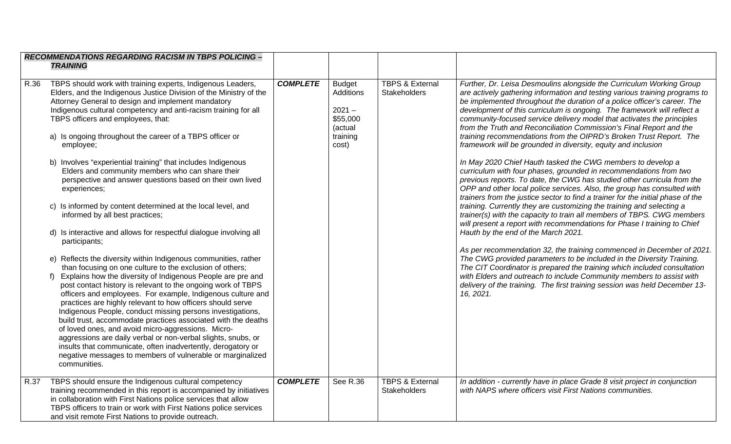| ***RECOMMENDATIONS REGARDING RACISM IN TBPS POLICING – TRAINING*** | | | | |
|---|---|---|---|---|
| R.36 TBPS should work with training experts, Indigenous Leaders, Elders, and the Indigenous Justice Division of the Ministry of the Attorney General to design and implement mandatory Indigenous cultural competency and anti-racism training for all TBPS officers and employees, that:<br><br>a) Is ongoing throughout the career of a TBPS officer or employee;<br><br>b) Involves "experiential training" that includes Indigenous Elders and community members who can share their perspective and answer questions based on their own lived experiences;<br><br>c) Is informed by content determined at the local level, and informed by all best practices;<br><br>d) Is interactive and allows for respectful dialogue involving all participants;<br><br>e) Reflects the diversity within Indigenous communities, rather than focusing on one culture to the exclusion of others;<br>f) Explains how the diversity of Indigenous People are pre and post contact history is relevant to the ongoing work of TBPS officers and employees. For example, Indigenous culture and practices are highly relevant to how officers should serve Indigenous People, conduct missing persons investigations, build trust, accommodate practices associated with the deaths of loved ones, and avoid micro-aggressions. Micro-aggressions are daily verbal or non-verbal slights, snubs, or insults that communicate, often inadvertently, derogatory or negative messages to members of vulnerable or marginalized communities. | ***COMPLETE*** | Budget Additions<br><br>2021 – $55,000 (actual training cost) | TBPS & External Stakeholders | *Further, Dr. Leisa Desmoulins alongside the Curriculum Working Group are actively gathering information and testing various training programs to be implemented throughout the duration of a police officer's career. The development of this curriculum is ongoing. The framework will reflect a community-focused service delivery model that activates the principles from the Truth and Reconciliation Commission's Final Report and the training recommendations from the OIPRD's Broken Trust Report. The framework will be grounded in diversity, equity and inclusion*<br><br>*In May 2020 Chief Hauth tasked the CWG members to develop a curriculum with four phases, grounded in recommendations from two previous reports. To date, the CWG has studied other curricula from the OPP and other local police services. Also, the group has consulted with trainers from the justice sector to find a trainer for the initial phase of the training. Currently they are customizing the training and selecting a trainer(s) with the capacity to train all members of TBPS. CWG members will present a report with recommendations for Phase I training to Chief Hauth by the end of the March 2021.*<br><br>*As per recommendation 32, the training commenced in December of 2021. The CWG provided parameters to be included in the Diversity Training. The CIT Coordinator is prepared the training which included consultation with Elders and outreach to include Community members to assist with delivery of the training. The first training session was held December 13-16, 2021.* |
| R.37 TBPS should ensure the Indigenous cultural competency training recommended in this report is accompanied by initiatives in collaboration with First Nations police services that allow TBPS officers to train or work with First Nations police services and visit remote First Nations to provide outreach. | ***COMPLETE*** | See R.36 | TBPS & External Stakeholders | *In addition - currently have in place Grade 8 visit project in conjunction with NAPS where officers visit First Nations communities.* |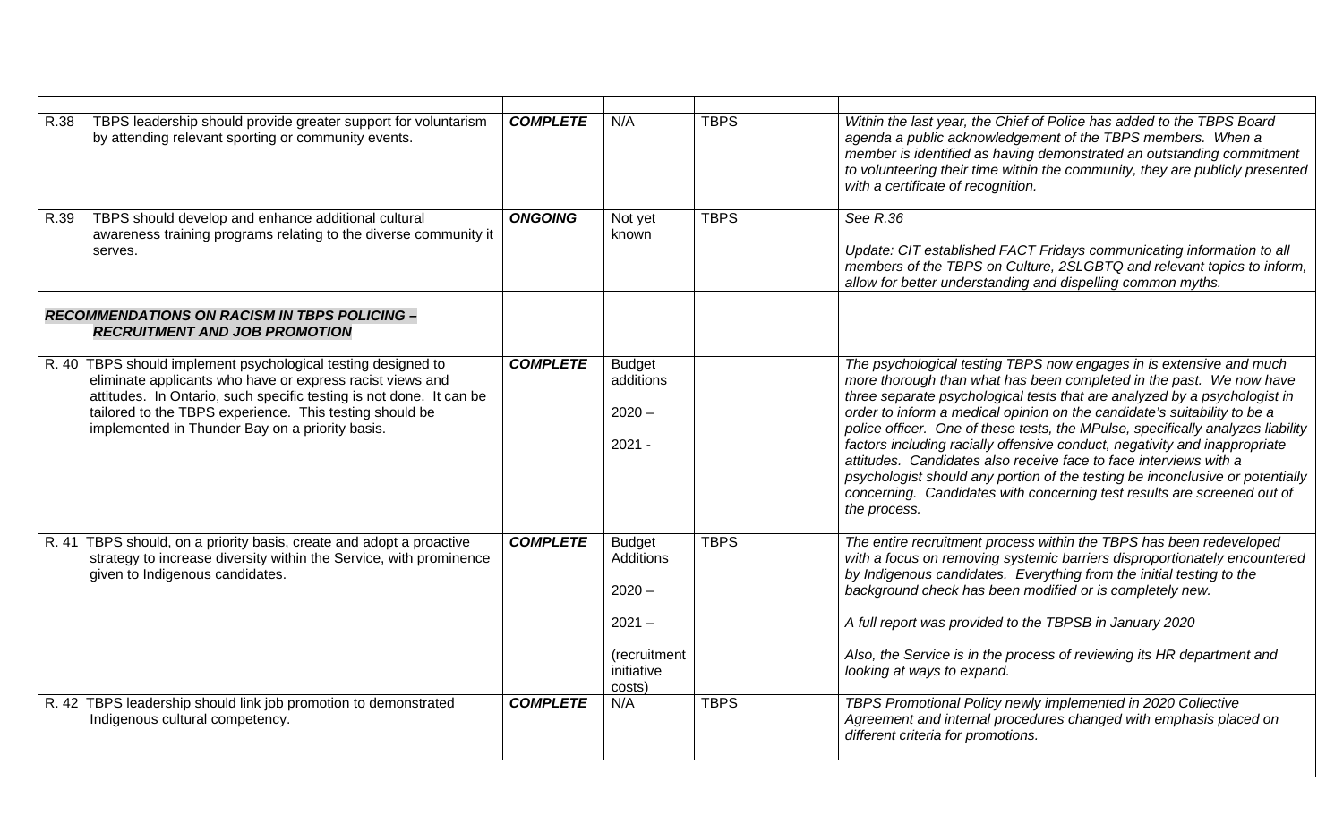| | | | | |
|---|---|---|---|---|
| R.38 TBPS leadership should provide greater support for voluntarism by attending relevant sporting or community events. | ***COMPLETE*** | N/A | TBPS | *Within the last year, the Chief of Police has added to the TBPS Board agenda a public acknowledgement of the TBPS members. When a member is identified as having demonstrated an outstanding commitment to volunteering their time within the community, they are publicly presented with a certificate of recognition.* |
| R.39 TBPS should develop and enhance additional cultural awareness training programs relating to the diverse community it serves. | ***ONGOING*** | Not yet known | TBPS | *See R.36*<br><br>*Update: CIT established FACT Fridays communicating information to all members of the TBPS on Culture, 2SLGBTQ and relevant topics to inform, allow for better understanding and dispelling common myths.* |
| ***RECOMMENDATIONS ON RACISM IN TBPS POLICING – RECRUITMENT AND JOB PROMOTION*** | | | | |
| R. 40 TBPS should implement psychological testing designed to eliminate applicants who have or express racist views and attitudes. In Ontario, such specific testing is not done. It can be tailored to the TBPS experience. This testing should be implemented in Thunder Bay on a priority basis. | ***COMPLETE*** | Budget additions<br><br>2020 –<br><br>2021 - | | *The psychological testing TBPS now engages in is extensive and much more thorough than what has been completed in the past. We now have three separate psychological tests that are analyzed by a psychologist in order to inform a medical opinion on the candidate's suitability to be a police officer. One of these tests, the MPulse, specifically analyzes liability factors including racially offensive conduct, negativity and inappropriate attitudes. Candidates also receive face to face interviews with a psychologist should any portion of the testing be inconclusive or potentially concerning. Candidates with concerning test results are screened out of the process.* |
| R. 41 TBPS should, on a priority basis, create and adopt a proactive strategy to increase diversity within the Service, with prominence given to Indigenous candidates. | ***COMPLETE*** | Budget Additions<br><br>2020 –<br><br>2021 –<br><br>(recruitment initiative costs) | TBPS | *The entire recruitment process within the TBPS has been redeveloped with a focus on removing systemic barriers disproportionately encountered by Indigenous candidates. Everything from the initial testing to the background check has been modified or is completely new.*<br><br>*A full report was provided to the TBPSB in January 2020*<br><br>*Also, the Service is in the process of reviewing its HR department and looking at ways to expand.* |
| R. 42 TBPS leadership should link job promotion to demonstrated Indigenous cultural competency. | ***COMPLETE*** | N/A | TBPS | *TBPS Promotional Policy newly implemented in 2020 Collective Agreement and internal procedures changed with emphasis placed on different criteria for promotions.* |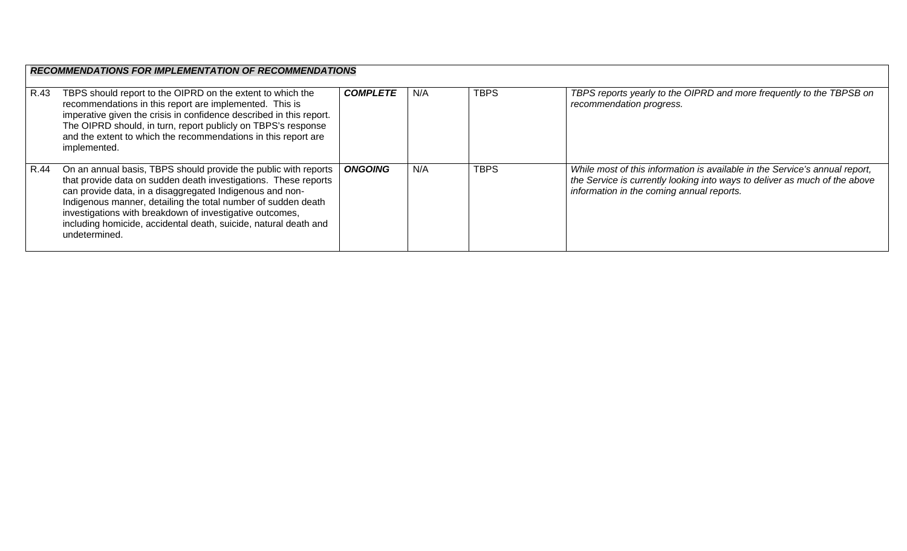| | | | | | |
|---|---|---|---|---|---|
| ***RECOMMENDATIONS FOR IMPLEMENTATION OF RECOMMENDATIONS*** | | | | | |
| R.43 | TBPS should report to the OIPRD on the extent to which the recommendations in this report are implemented. This is imperative given the crisis in confidence described in this report. The OIPRD should, in turn, report publicly on TBPS's response and the extent to which the recommendations in this report are implemented. | ***COMPLETE*** | N/A | TBPS | *TBPS reports yearly to the OIPRD and more frequently to the TBPSB on recommendation progress.* |
| R.44 | On an annual basis, TBPS should provide the public with reports that provide data on sudden death investigations. These reports can provide data, in a disaggregated Indigenous and non-Indigenous manner, detailing the total number of sudden death investigations with breakdown of investigative outcomes, including homicide, accidental death, suicide, natural death and undetermined. | ***ONGOING*** | N/A | TBPS | *While most of this information is available in the Service's annual report, the Service is currently looking into ways to deliver as much of the above information in the coming annual reports.* |